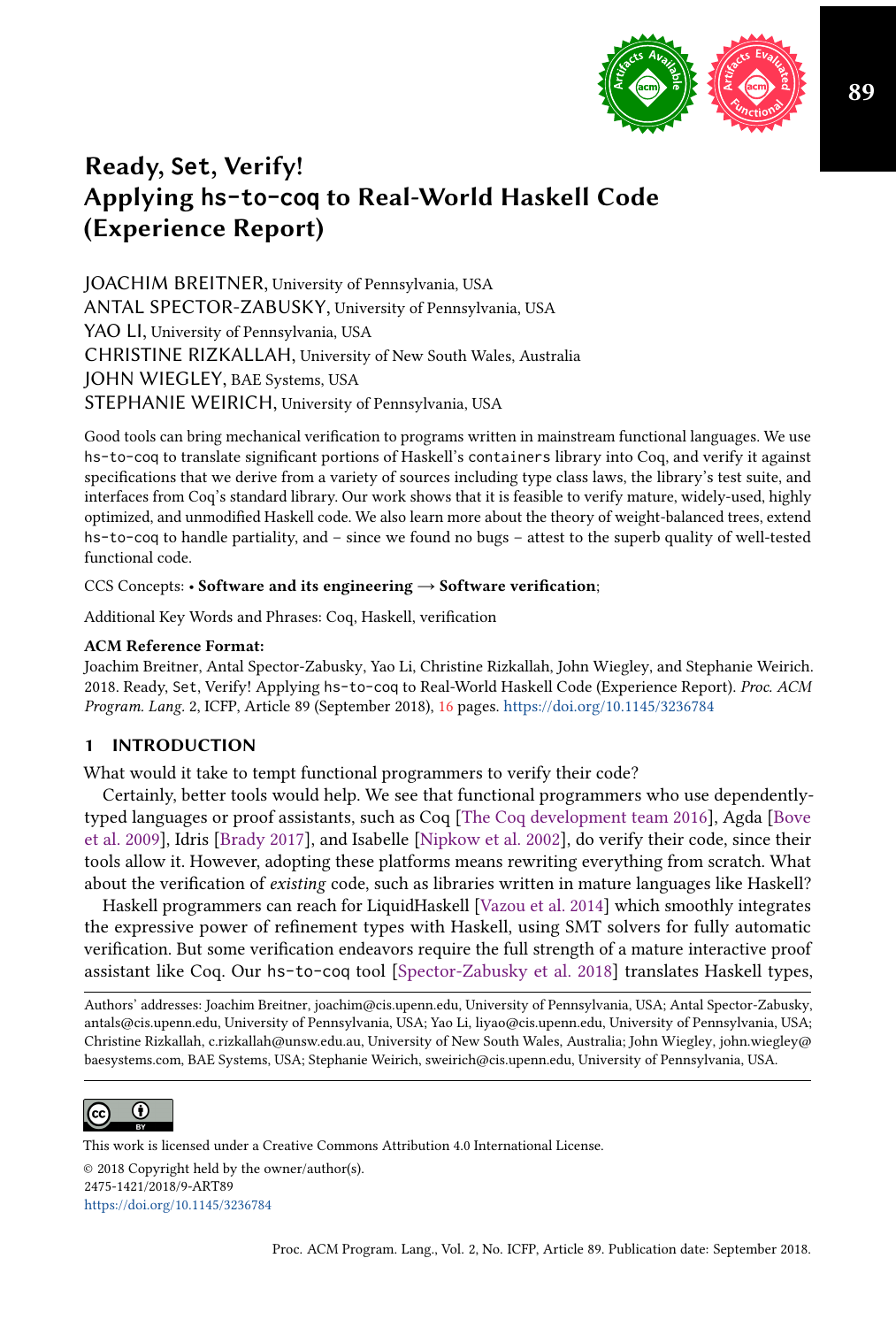// Ready, Set, Verify! Applying hs-to-coq to Real-World Haskell Code (Experience Report)

# Ready, Set, Verify! Applying hs-to-coq to Real-World Haskell Code (Experience Report)

JOACHIM BREITNER, University of Pennsylvania, USA
ANTAL SPECTOR-ZABUSKY, University of Pennsylvania, USA
YAO LI, University of Pennsylvania, USA
CHRISTINE RIZKALLAH, University of New South Wales, Australia
JOHN WIEGLEY, BAE Systems, USA
STEPHANIE WEIRICH, University of Pennsylvania, USA

Good tools can bring mechanical verification to programs written in mainstream functional languages. We use hs-to-coq to translate significant portions of Haskell's containers library into Coq, and verify it against specifications that we derive from a variety of sources including type class laws, the library's test suite, and interfaces from Coq's standard library. Our work shows that it is feasible to verify mature, widely-used, highly optimized, and unmodified Haskell code. We also learn more about the theory of weight-balanced trees, extend hs-to-coq to handle partiality, and – since we found no bugs – attest to the superb quality of well-tested functional code.

CCS Concepts: • **Software and its engineering** → **Software verification**;

Additional Key Words and Phrases: Coq, Haskell, verification

**ACM Reference Format:**
Joachim Breitner, Antal Spector-Zabusky, Yao Li, Christine Rizkallah, John Wiegley, and Stephanie Weirich. 2018. Ready, Set, Verify! Applying hs-to-coq to Real-World Haskell Code (Experience Report). *Proc. ACM Program. Lang.* 2, ICFP, Article 89 (September 2018), 16 pages. https://doi.org/10.1145/3236784

## 1 INTRODUCTION

What would it take to tempt functional programmers to verify their code?

Certainly, better tools would help. We see that functional programmers who use dependently-typed languages or proof assistants, such as Coq [The Coq development team 2016], Agda [Bove et al. 2009], Idris [Brady 2017], and Isabelle [Nipkow et al. 2002], do verify their code, since their tools allow it. However, adopting these platforms means rewriting everything from scratch. What about the verification of *existing* code, such as libraries written in mature languages like Haskell?

Haskell programmers can reach for LiquidHaskell [Vazou et al. 2014] which smoothly integrates the expressive power of refinement types with Haskell, using SMT solvers for fully automatic verification. But some verification endeavors require the full strength of a mature interactive proof assistant like Coq. Our hs-to-coq tool [Spector-Zabusky et al. 2018] translates Haskell types,

Authors' addresses: Joachim Breitner, joachim@cis.upenn.edu, University of Pennsylvania, USA; Antal Spector-Zabusky, antals@cis.upenn.edu, University of Pennsylvania, USA; Yao Li, liyao@cis.upenn.edu, University of Pennsylvania, USA; Christine Rizkallah, c.rizkallah@unsw.edu.au, University of New South Wales, Australia; John Wiegley, john.wiegley@baesystems.com, BAE Systems, USA; Stephanie Weirich, sweirich@cis.upenn.edu, University of Pennsylvania, USA.

This work is licensed under a Creative Commons Attribution 4.0 International License.
© 2018 Copyright held by the owner/author(s).
2475-1421/2018/9-ART89
https://doi.org/10.1145/3236784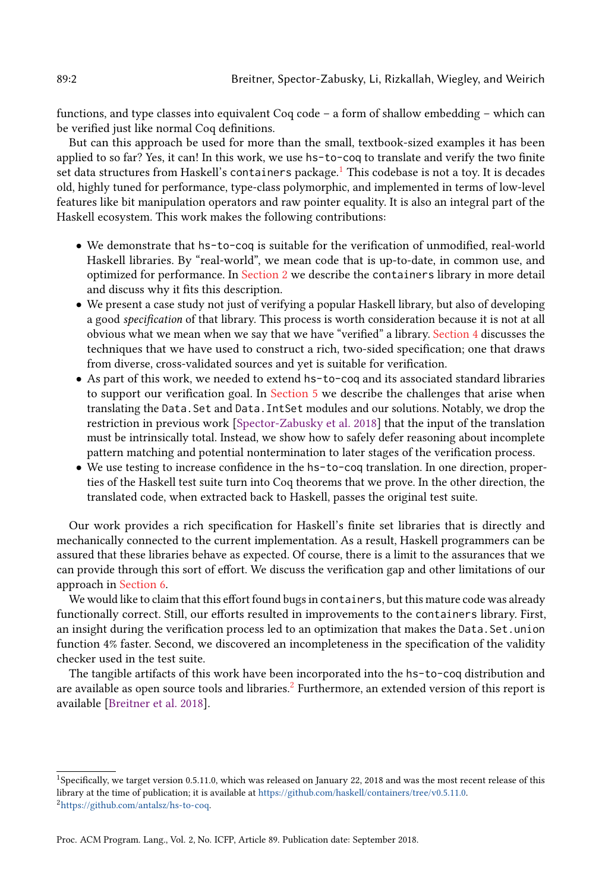functions, and type classes into equivalent Coq code – a form of shallow embedding – which can be verified just like normal Coq definitions.

But can this approach be used for more than the small, textbook-sized examples it has been applied to so far? Yes, it can! In this work, we use `hs-to-coq` to translate and verify the two finite set data structures from Haskell's `containers` package.[1] This codebase is not a toy. It is decades old, highly tuned for performance, type-class polymorphic, and implemented in terms of low-level features like bit manipulation operators and raw pointer equality. It is also an integral part of the Haskell ecosystem. This work makes the following contributions:

- We demonstrate that `hs-to-coq` is suitable for the verification of unmodified, real-world Haskell libraries. By "real-world", we mean code that is up-to-date, in common use, and optimized for performance. In Section 2 we describe the `containers` library in more detail and discuss why it fits this description.
- We present a case study not just of verifying a popular Haskell library, but also of developing a good *specification* of that library. This process is worth consideration because it is not at all obvious what we mean when we say that we have "verified" a library. Section 4 discusses the techniques that we have used to construct a rich, two-sided specification; one that draws from diverse, cross-validated sources and yet is suitable for verification.
- As part of this work, we needed to extend `hs-to-coq` and its associated standard libraries to support our verification goal. In Section 5 we describe the challenges that arise when translating the `Data.Set` and `Data.IntSet` modules and our solutions. Notably, we drop the restriction in previous work [Spector-Zabusky et al. 2018] that the input of the translation must be intrinsically total. Instead, we show how to safely defer reasoning about incomplete pattern matching and potential nontermination to later stages of the verification process.
- We use testing to increase confidence in the `hs-to-coq` translation. In one direction, properties of the Haskell test suite turn into Coq theorems that we prove. In the other direction, the translated code, when extracted back to Haskell, passes the original test suite.

Our work provides a rich specification for Haskell's finite set libraries that is directly and mechanically connected to the current implementation. As a result, Haskell programmers can be assured that these libraries behave as expected. Of course, there is a limit to the assurances that we can provide through this sort of effort. We discuss the verification gap and other limitations of our approach in Section 6.

We would like to claim that this effort found bugs in `containers`, but this mature code was already functionally correct. Still, our efforts resulted in improvements to the `containers` library. First, an insight during the verification process led to an optimization that makes the `Data.Set.union` function 4% faster. Second, we discovered an incompleteness in the specification of the validity checker used in the test suite.

The tangible artifacts of this work have been incorporated into the `hs-to-coq` distribution and are available as open source tools and libraries.[2] Furthermore, an extended version of this report is available [Breitner et al. 2018].

---

[1] Specifically, we target version 0.5.11.0, which was released on January 22, 2018 and was the most recent release of this library at the time of publication; it is available at https://github.com/haskell/containers/tree/v0.5.11.0.

[2] https://github.com/antalsz/hs-to-coq.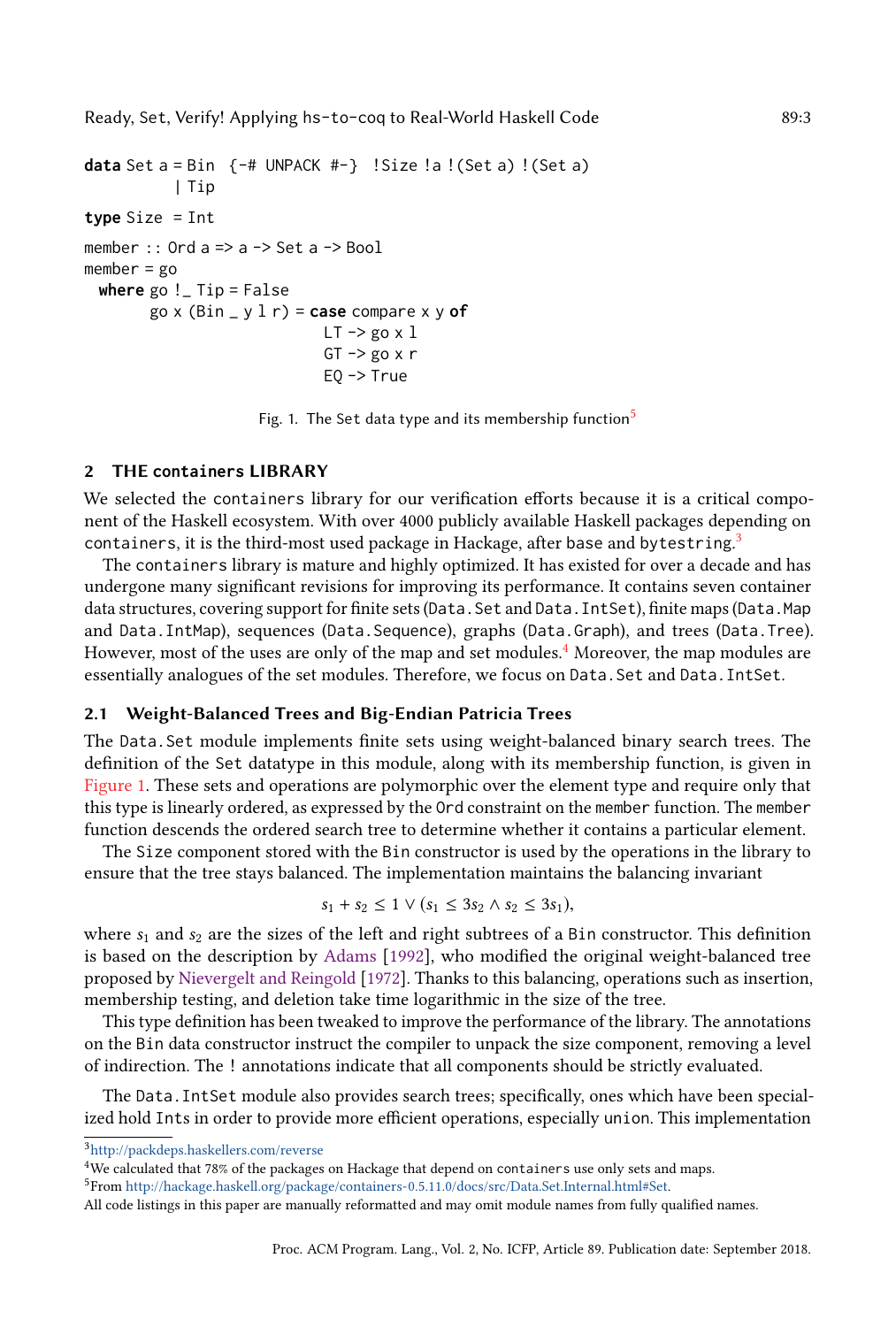```haskell
data Set a = Bin {-# UNPACK #-} !Size !a !(Set a) !(Set a)
           | Tip
type Size = Int
member :: Ord a => a -> Set a -> Bool
member = go
  where go !_ Tip = False
        go x (Bin _ y l r) = case compare x y of
                               LT -> go x l
                               GT -> go x r
                               EQ -> True
```

Fig. 1. The Set data type and its membership function[5]

## 2 THE containers LIBRARY

We selected the containers library for our verification efforts because it is a critical component of the Haskell ecosystem. With over 4000 publicly available Haskell packages depending on containers, it is the third-most used package in Hackage, after base and bytestring.[3]

The containers library is mature and highly optimized. It has existed for over a decade and has undergone many significant revisions for improving its performance. It contains seven container data structures, covering support for finite sets (Data.Set and Data.IntSet), finite maps (Data.Map and Data.IntMap), sequences (Data.Sequence), graphs (Data.Graph), and trees (Data.Tree). However, most of the uses are only of the map and set modules.[4] Moreover, the map modules are essentially analogues of the set modules. Therefore, we focus on Data.Set and Data.IntSet.

### 2.1 Weight-Balanced Trees and Big-Endian Patricia Trees

The Data.Set module implements finite sets using weight-balanced binary search trees. The definition of the Set datatype in this module, along with its membership function, is given in Figure 1. These sets and operations are polymorphic over the element type and require only that this type is linearly ordered, as expressed by the Ord constraint on the member function. The member function descends the ordered search tree to determine whether it contains a particular element.

The Size component stored with the Bin constructor is used by the operations in the library to ensure that the tree stays balanced. The implementation maintains the balancing invariant

$$s_1 + s_2 \leq 1 \vee (s_1 \leq 3s_2 \wedge s_2 \leq 3s_1),$$

where $s_1$ and $s_2$ are the sizes of the left and right subtrees of a Bin constructor. This definition is based on the description by Adams [1992], who modified the original weight-balanced tree proposed by Nievergelt and Reingold [1972]. Thanks to this balancing, operations such as insertion, membership testing, and deletion take time logarithmic in the size of the tree.

This type definition has been tweaked to improve the performance of the library. The annotations on the Bin data constructor instruct the compiler to unpack the size component, removing a level of indirection. The ! annotations indicate that all components should be strictly evaluated.

The Data.IntSet module also provides search trees; specifically, ones which have been specialized hold Ints in order to provide more efficient operations, especially union. This implementation

---

[3] http://packdeps.haskellers.com/reverse

[4] We calculated that 78% of the packages on Hackage that depend on containers use only sets and maps.

[5] From http://hackage.haskell.org/package/containers-0.5.11.0/docs/src/Data.Set.Internal.html#Set.

All code listings in this paper are manually reformatted and may omit module names from fully qualified names.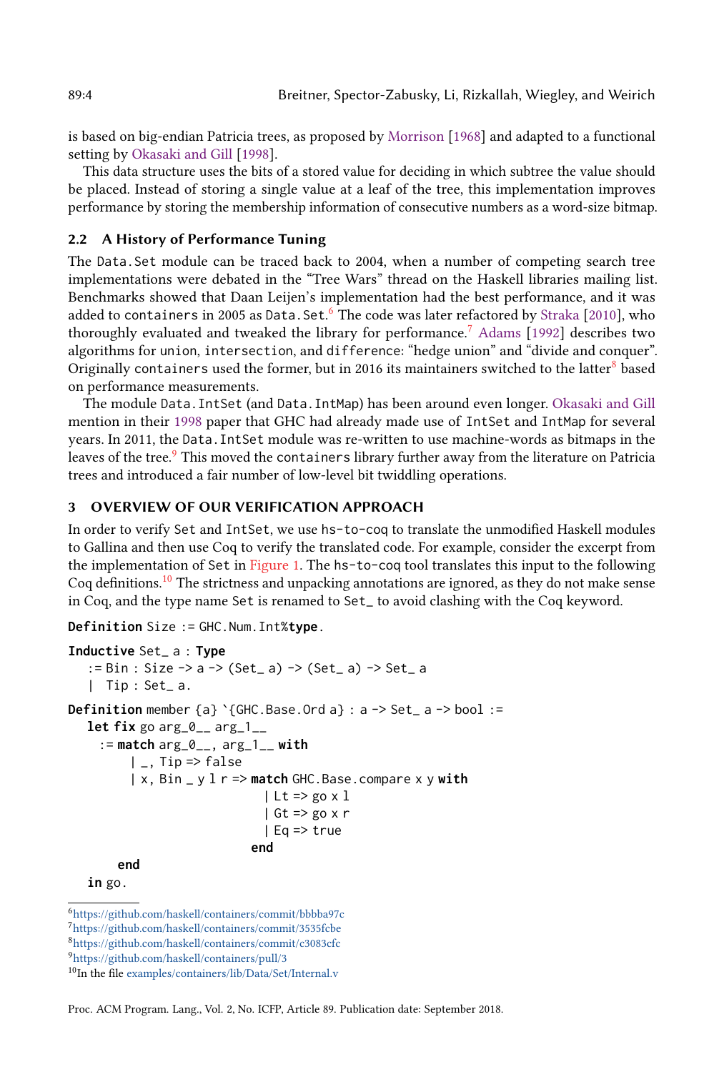is based on big-endian Patricia trees, as proposed by Morrison [1968] and adapted to a functional setting by Okasaki and Gill [1998].

This data structure uses the bits of a stored value for deciding in which subtree the value should be placed. Instead of storing a single value at a leaf of the tree, this implementation improves performance by storing the membership information of consecutive numbers as a word-size bitmap.

### 2.2 A History of Performance Tuning

The `Data.Set` module can be traced back to 2004, when a number of competing search tree implementations were debated in the "Tree Wars" thread on the Haskell libraries mailing list. Benchmarks showed that Daan Leijen's implementation had the best performance, and it was added to `containers` in 2005 as `Data.Set`.[6] The code was later refactored by Straka [2010], who thoroughly evaluated and tweaked the library for performance.[7] Adams [1992] describes two algorithms for `union`, `intersection`, and `difference`: "hedge union" and "divide and conquer". Originally `containers` used the former, but in 2016 its maintainers switched to the latter[8] based on performance measurements.

The module `Data.IntSet` (and `Data.IntMap`) has been around even longer. Okasaki and Gill mention in their 1998 paper that GHC had already made use of `IntSet` and `IntMap` for several years. In 2011, the `Data.IntSet` module was re-written to use machine-words as bitmaps in the leaves of the tree.[9] This moved the `containers` library further away from the literature on Patricia trees and introduced a fair number of low-level bit twiddling operations.

## 3 OVERVIEW OF OUR VERIFICATION APPROACH

In order to verify `Set` and `IntSet`, we use `hs-to-coq` to translate the unmodified Haskell modules to Gallina and then use Coq to verify the translated code. For example, consider the excerpt from the implementation of `Set` in Figure 1. The `hs-to-coq` tool translates this input to the following Coq definitions.[10] The strictness and unpacking annotations are ignored, as they do not make sense in Coq, and the type name `Set` is renamed to `Set_` to avoid clashing with the Coq keyword.

```
Definition Size := GHC.Num.Int%type.

Inductive Set_ a : Type
  := Bin : Size -> a -> (Set_ a) -> (Set_ a) -> Set_ a
  |  Tip : Set_ a.

Definition member {a} `{GHC.Base.Ord a} : a -> Set_ a -> bool :=
  let fix go arg_0__ arg_1__
    := match arg_0__, arg_1__ with
         | _, Tip => false
         | x, Bin _ y l r => match GHC.Base.compare x y with
                              | Lt => go x l
                              | Gt => go x r
                              | Eq => true
                            end
       end
  in go.
```

[6] https://github.com/haskell/containers/commit/bbbba97c

[7] https://github.com/haskell/containers/commit/3535fcbe

[8] https://github.com/haskell/containers/commit/c3083cfc

[9] https://github.com/haskell/containers/pull/3

[10] In the file examples/containers/lib/Data/Set/Internal.v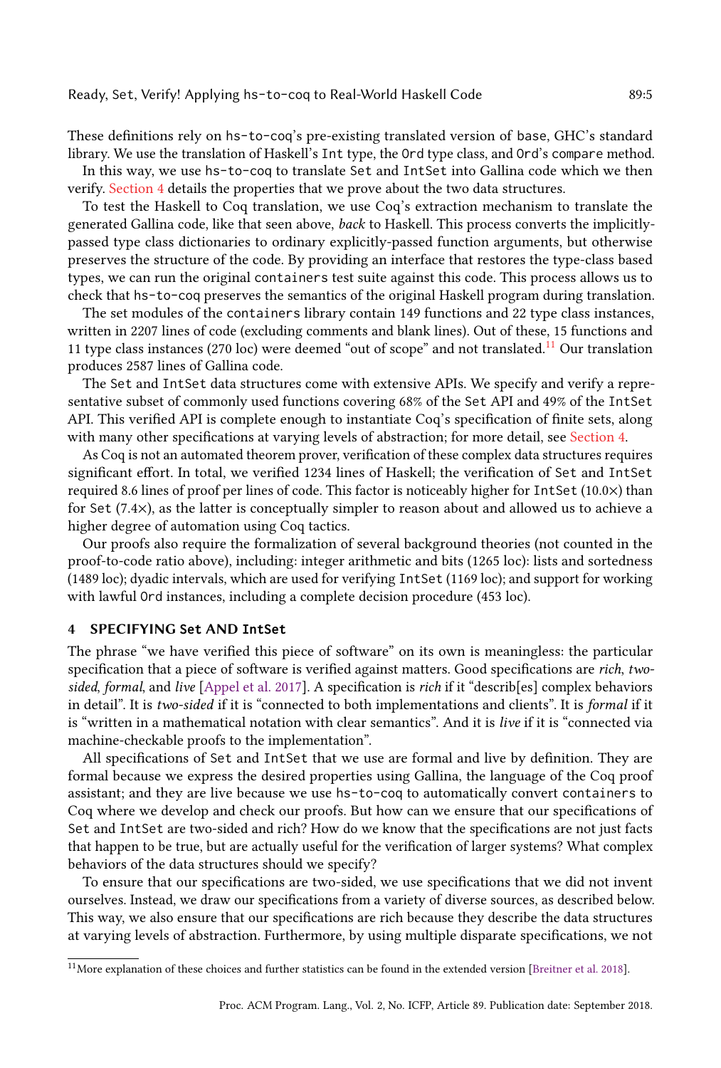These definitions rely on hs-to-coq's pre-existing translated version of base, GHC's standard library. We use the translation of Haskell's Int type, the Ord type class, and Ord's compare method.

In this way, we use hs-to-coq to translate Set and IntSet into Gallina code which we then verify. Section 4 details the properties that we prove about the two data structures.

To test the Haskell to Coq translation, we use Coq's extraction mechanism to translate the generated Gallina code, like that seen above, *back* to Haskell. This process converts the implicitly-passed type class dictionaries to ordinary explicitly-passed function arguments, but otherwise preserves the structure of the code. By providing an interface that restores the type-class based types, we can run the original containers test suite against this code. This process allows us to check that hs-to-coq preserves the semantics of the original Haskell program during translation.

The set modules of the containers library contain 149 functions and 22 type class instances, written in 2207 lines of code (excluding comments and blank lines). Out of these, 15 functions and 11 type class instances (270 loc) were deemed "out of scope" and not translated.[11] Our translation produces 2587 lines of Gallina code.

The Set and IntSet data structures come with extensive APIs. We specify and verify a representative subset of commonly used functions covering 68% of the Set API and 49% of the IntSet API. This verified API is complete enough to instantiate Coq's specification of finite sets, along with many other specifications at varying levels of abstraction; for more detail, see Section 4.

As Coq is not an automated theorem prover, verification of these complex data structures requires significant effort. In total, we verified 1234 lines of Haskell; the verification of Set and IntSet required 8.6 lines of proof per lines of code. This factor is noticeably higher for IntSet (10.0×) than for Set (7.4×), as the latter is conceptually simpler to reason about and allowed us to achieve a higher degree of automation using Coq tactics.

Our proofs also require the formalization of several background theories (not counted in the proof-to-code ratio above), including: integer arithmetic and bits (1265 loc): lists and sortedness (1489 loc); dyadic intervals, which are used for verifying IntSet (1169 loc); and support for working with lawful Ord instances, including a complete decision procedure (453 loc).

## 4 SPECIFYING Set AND IntSet

The phrase "we have verified this piece of software" on its own is meaningless: the particular specification that a piece of software is verified against matters. Good specifications are *rich*, *two-sided*, *formal*, and *live* [Appel et al. 2017]. A specification is *rich* if it "describ[es] complex behaviors in detail". It is *two-sided* if it is "connected to both implementations and clients". It is *formal* if it is "written in a mathematical notation with clear semantics". And it is *live* if it is "connected via machine-checkable proofs to the implementation".

All specifications of Set and IntSet that we use are formal and live by definition. They are formal because we express the desired properties using Gallina, the language of the Coq proof assistant; and they are live because we use hs-to-coq to automatically convert containers to Coq where we develop and check our proofs. But how can we ensure that our specifications of Set and IntSet are two-sided and rich? How do we know that the specifications are not just facts that happen to be true, but are actually useful for the verification of larger systems? What complex behaviors of the data structures should we specify?

To ensure that our specifications are two-sided, we use specifications that we did not invent ourselves. Instead, we draw our specifications from a variety of diverse sources, as described below. This way, we also ensure that our specifications are rich because they describe the data structures at varying levels of abstraction. Furthermore, by using multiple disparate specifications, we not

[11] More explanation of these choices and further statistics can be found in the extended version [Breitner et al. 2018].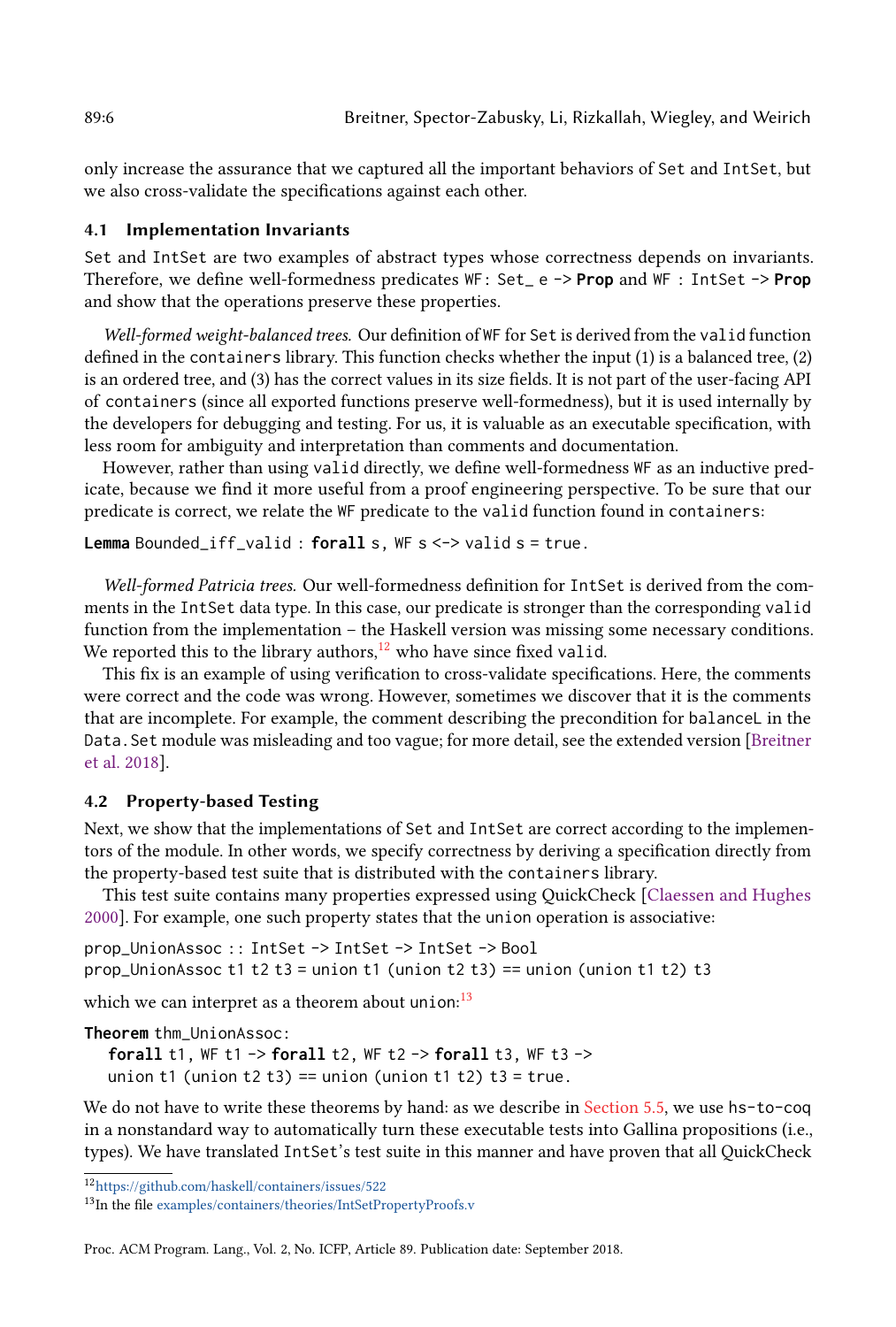only increase the assurance that we captured all the important behaviors of `Set` and `IntSet`, but we also cross-validate the specifications against each other.

### 4.1 Implementation Invariants

`Set` and `IntSet` are two examples of abstract types whose correctness depends on invariants. Therefore, we define well-formedness predicates `WF: Set_ e -> Prop` and `WF : IntSet -> Prop` and show that the operations preserve these properties.

*Well-formed weight-balanced trees.* Our definition of `WF` for `Set` is derived from the `valid` function defined in the `containers` library. This function checks whether the input (1) is a balanced tree, (2) is an ordered tree, and (3) has the correct values in its size fields. It is not part of the user-facing API of `containers` (since all exported functions preserve well-formedness), but it is used internally by the developers for debugging and testing. For us, it is valuable as an executable specification, with less room for ambiguity and interpretation than comments and documentation.

However, rather than using `valid` directly, we define well-formedness `WF` as an inductive predicate, because we find it more useful from a proof engineering perspective. To be sure that our predicate is correct, we relate the `WF` predicate to the `valid` function found in `containers`:

```
Lemma Bounded_iff_valid : forall s, WF s <-> valid s = true.
```

*Well-formed Patricia trees.* Our well-formedness definition for `IntSet` is derived from the comments in the `IntSet` data type. In this case, our predicate is stronger than the corresponding `valid` function from the implementation – the Haskell version was missing some necessary conditions. We reported this to the library authors,[12] who have since fixed `valid`.

This fix is an example of using verification to cross-validate specifications. Here, the comments were correct and the code was wrong. However, sometimes we discover that it is the comments that are incomplete. For example, the comment describing the precondition for `balanceL` in the `Data.Set` module was misleading and too vague; for more detail, see the extended version [Breitner et al. 2018].

### 4.2 Property-based Testing

Next, we show that the implementations of `Set` and `IntSet` are correct according to the implementors of the module. In other words, we specify correctness by deriving a specification directly from the property-based test suite that is distributed with the `containers` library.

This test suite contains many properties expressed using QuickCheck [Claessen and Hughes 2000]. For example, one such property states that the `union` operation is associative:

```
prop_UnionAssoc :: IntSet -> IntSet -> IntSet -> Bool
prop_UnionAssoc t1 t2 t3 = union t1 (union t2 t3) == union (union t1 t2) t3
```

which we can interpret as a theorem about `union`:[13]

```
Theorem thm_UnionAssoc:
  forall t1, WF t1 -> forall t2, WF t2 -> forall t3, WF t3 ->
  union t1 (union t2 t3) == union (union t1 t2) t3 = true.
```

We do not have to write these theorems by hand: as we describe in Section 5.5, we use `hs-to-coq` in a nonstandard way to automatically turn these executable tests into Gallina propositions (i.e., types). We have translated `IntSet`'s test suite in this manner and have proven that all QuickCheck

[12] https://github.com/haskell/containers/issues/522

[13] In the file examples/containers/theories/IntSetPropertyProofs.v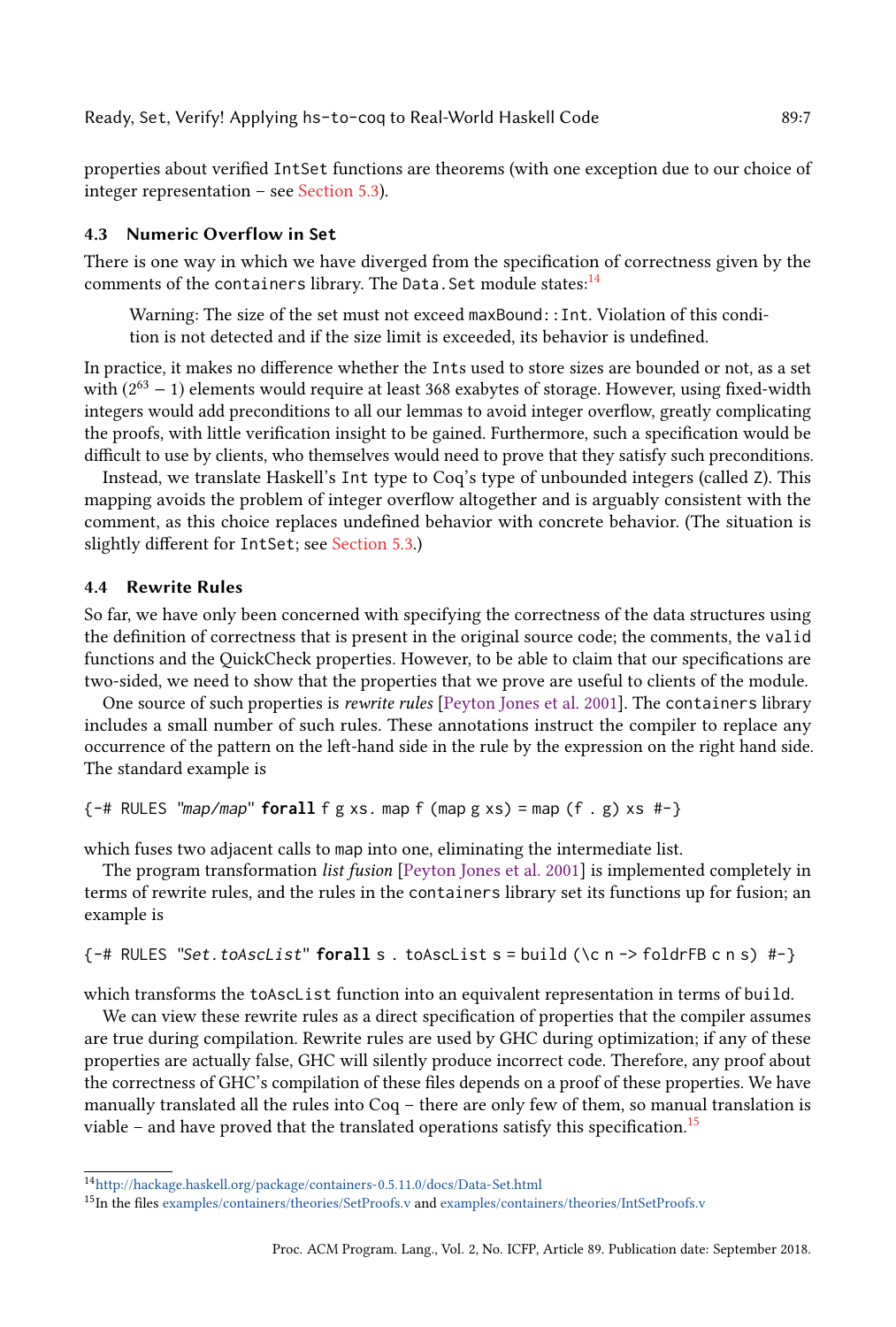properties about verified `IntSet` functions are theorems (with one exception due to our choice of integer representation – see Section 5.3).

### 4.3 Numeric Overflow in Set

There is one way in which we have diverged from the specification of correctness given by the comments of the `containers` library. The `Data.Set` module states:[14]

> Warning: The size of the set must not exceed `maxBound::Int`. Violation of this condition is not detected and if the size limit is exceeded, its behavior is undefined.

In practice, it makes no difference whether the `Int`s used to store sizes are bounded or not, as a set with $(2^{63} - 1)$ elements would require at least 368 exabytes of storage. However, using fixed-width integers would add preconditions to all our lemmas to avoid integer overflow, greatly complicating the proofs, with little verification insight to be gained. Furthermore, such a specification would be difficult to use by clients, who themselves would need to prove that they satisfy such preconditions.

Instead, we translate Haskell's `Int` type to Coq's type of unbounded integers (called `Z`). This mapping avoids the problem of integer overflow altogether and is arguably consistent with the comment, as this choice replaces undefined behavior with concrete behavior. (The situation is slightly different for `IntSet`; see Section 5.3.)

### 4.4 Rewrite Rules

So far, we have only been concerned with specifying the correctness of the data structures using the definition of correctness that is present in the original source code; the comments, the `valid` functions and the QuickCheck properties. However, to be able to claim that our specifications are two-sided, we need to show that the properties that we prove are useful to clients of the module.

One source of such properties is *rewrite rules* [Peyton Jones et al. 2001]. The `containers` library includes a small number of such rules. These annotations instruct the compiler to replace any occurrence of the pattern on the left-hand side in the rule by the expression on the right hand side. The standard example is

```
{-# RULES "map/map" forall f g xs. map f (map g xs) = map (f . g) xs #-}
```

which fuses two adjacent calls to `map` into one, eliminating the intermediate list.

The program transformation *list fusion* [Peyton Jones et al. 2001] is implemented completely in terms of rewrite rules, and the rules in the `containers` library set its functions up for fusion; an example is

```
{-# RULES "Set.toAscList" forall s . toAscList s = build (\c n -> foldrFB c n s) #-}
```

which transforms the `toAscList` function into an equivalent representation in terms of `build`.

We can view these rewrite rules as a direct specification of properties that the compiler assumes are true during compilation. Rewrite rules are used by GHC during optimization; if any of these properties are actually false, GHC will silently produce incorrect code. Therefore, any proof about the correctness of GHC's compilation of these files depends on a proof of these properties. We have manually translated all the rules into Coq – there are only few of them, so manual translation is viable – and have proved that the translated operations satisfy this specification.[15]

[14] http://hackage.haskell.org/package/containers-0.5.11.0/docs/Data-Set.html

[15] In the files examples/containers/theories/SetProofs.v and examples/containers/theories/IntSetProofs.v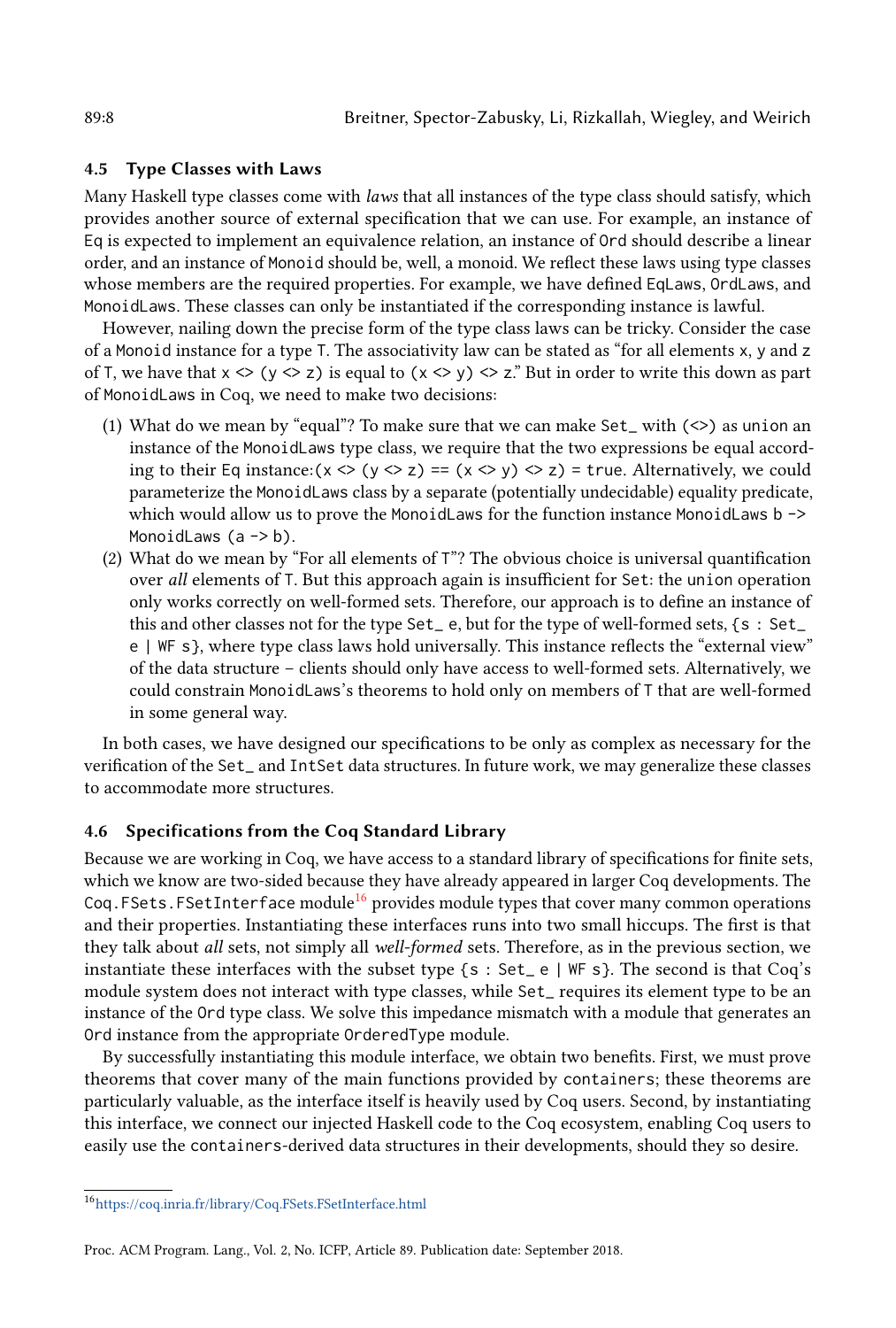### 4.5 Type Classes with Laws

Many Haskell type classes come with *laws* that all instances of the type class should satisfy, which provides another source of external specification that we can use. For example, an instance of `Eq` is expected to implement an equivalence relation, an instance of `Ord` should describe a linear order, and an instance of `Monoid` should be, well, a monoid. We reflect these laws using type classes whose members are the required properties. For example, we have defined `EqLaws`, `OrdLaws`, and `MonoidLaws`. These classes can only be instantiated if the corresponding instance is lawful.

However, nailing down the precise form of the type class laws can be tricky. Consider the case of a `Monoid` instance for a type `T`. The associativity law can be stated as "for all elements `x`, `y` and `z` of `T`, we have that `x <> (y <> z)` is equal to `(x <> y) <> z`." But in order to write this down as part of `MonoidLaws` in Coq, we need to make two decisions:

1. What do we mean by "equal"? To make sure that we can make `Set_` with `(<>)` as `union` an instance of the `MonoidLaws` type class, we require that the two expressions be equal according to their `Eq` instance:`(x <> (y <> z) == (x <> y) <> z) = true`. Alternatively, we could parameterize the `MonoidLaws` class by a separate (potentially undecidable) equality predicate, which would allow us to prove the `MonoidLaws` for the function instance `MonoidLaws b -> MonoidLaws (a -> b)`.
2. What do we mean by "For all elements of `T`"? The obvious choice is universal quantification over *all* elements of `T`. But this approach again is insufficient for `Set`: the `union` operation only works correctly on well-formed sets. Therefore, our approach is to define an instance of this and other classes not for the type `Set_ e`, but for the type of well-formed sets, `{s : Set_ e | WF s}`, where type class laws hold universally. This instance reflects the "external view" of the data structure – clients should only have access to well-formed sets. Alternatively, we could constrain `MonoidLaws`'s theorems to hold only on members of `T` that are well-formed in some general way.

In both cases, we have designed our specifications to be only as complex as necessary for the verification of the `Set_` and `IntSet` data structures. In future work, we may generalize these classes to accommodate more structures.

### 4.6 Specifications from the Coq Standard Library

Because we are working in Coq, we have access to a standard library of specifications for finite sets, which we know are two-sided because they have already appeared in larger Coq developments. The `Coq.FSets.FSetInterface` module[16] provides module types that cover many common operations and their properties. Instantiating these interfaces runs into two small hiccups. The first is that they talk about *all* sets, not simply all *well-formed* sets. Therefore, as in the previous section, we instantiate these interfaces with the subset type `{s : Set_ e | WF s}`. The second is that Coq's module system does not interact with type classes, while `Set_` requires its element type to be an instance of the `Ord` type class. We solve this impedance mismatch with a module that generates an `Ord` instance from the appropriate `OrderedType` module.

By successfully instantiating this module interface, we obtain two benefits. First, we must prove theorems that cover many of the main functions provided by `containers`; these theorems are particularly valuable, as the interface itself is heavily used by Coq users. Second, by instantiating this interface, we connect our injected Haskell code to the Coq ecosystem, enabling Coq users to easily use the `containers`-derived data structures in their developments, should they so desire.

[16] https://coq.inria.fr/library/Coq.FSets.FSetInterface.html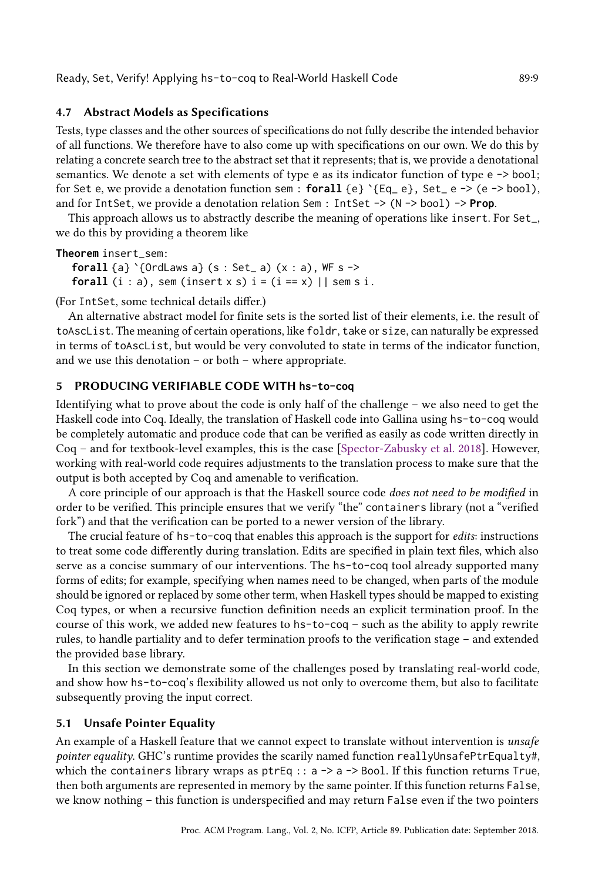### 4.7 Abstract Models as Specifications

Tests, type classes and the other sources of specifications do not fully describe the intended behavior of all functions. We therefore have to also come up with specifications on our own. We do this by relating a concrete search tree to the abstract set that it represents; that is, we provide a denotational semantics. We denote a set with elements of type `e` as its indicator function of type `e -> bool`; for `Set e`, we provide a denotation function `sem : forall {e} `{Eq_ e}, Set_ e -> (e -> bool)`, and for `IntSet`, we provide a denotation relation `Sem : IntSet -> (N -> bool) -> Prop`.

This approach allows us to abstractly describe the meaning of operations like `insert`. For `Set_`, we do this by providing a theorem like

```
Theorem insert_sem:
  forall {a} `{OrdLaws a} (s : Set_ a) (x : a), WF s ->
  forall (i : a), sem (insert x s) i = (i == x) || sem s i.
```

(For `IntSet`, some technical details differ.)

An alternative abstract model for finite sets is the sorted list of their elements, i.e. the result of `toAscList`. The meaning of certain operations, like `foldr`, `take` or `size`, can naturally be expressed in terms of `toAscList`, but would be very convoluted to state in terms of the indicator function, and we use this denotation – or both – where appropriate.

## 5 PRODUCING VERIFIABLE CODE WITH hs-to-coq

Identifying what to prove about the code is only half of the challenge – we also need to get the Haskell code into Coq. Ideally, the translation of Haskell code into Gallina using `hs-to-coq` would be completely automatic and produce code that can be verified as easily as code written directly in Coq – and for textbook-level examples, this is the case [Spector-Zabusky et al. 2018]. However, working with real-world code requires adjustments to the translation process to make sure that the output is both accepted by Coq and amenable to verification.

A core principle of our approach is that the Haskell source code *does not need to be modified* in order to be verified. This principle ensures that we verify "the" `containers` library (not a "verified fork") and that the verification can be ported to a newer version of the library.

The crucial feature of `hs-to-coq` that enables this approach is the support for *edits*: instructions to treat some code differently during translation. Edits are specified in plain text files, which also serve as a concise summary of our interventions. The `hs-to-coq` tool already supported many forms of edits; for example, specifying when names need to be changed, when parts of the module should be ignored or replaced by some other term, when Haskell types should be mapped to existing Coq types, or when a recursive function definition needs an explicit termination proof. In the course of this work, we added new features to `hs-to-coq` – such as the ability to apply rewrite rules, to handle partiality and to defer termination proofs to the verification stage – and extended the provided `base` library.

In this section we demonstrate some of the challenges posed by translating real-world code, and show how `hs-to-coq`'s flexibility allowed us not only to overcome them, but also to facilitate subsequently proving the input correct.

### 5.1 Unsafe Pointer Equality

An example of a Haskell feature that we cannot expect to translate without intervention is *unsafe pointer equality*. GHC's runtime provides the scarily named function `reallyUnsafePtrEquality#`, which the `containers` library wraps as `ptrEq :: a -> a -> Bool`. If this function returns `True`, then both arguments are represented in memory by the same pointer. If this function returns `False`, we know nothing – this function is underspecified and may return `False` even if the two pointers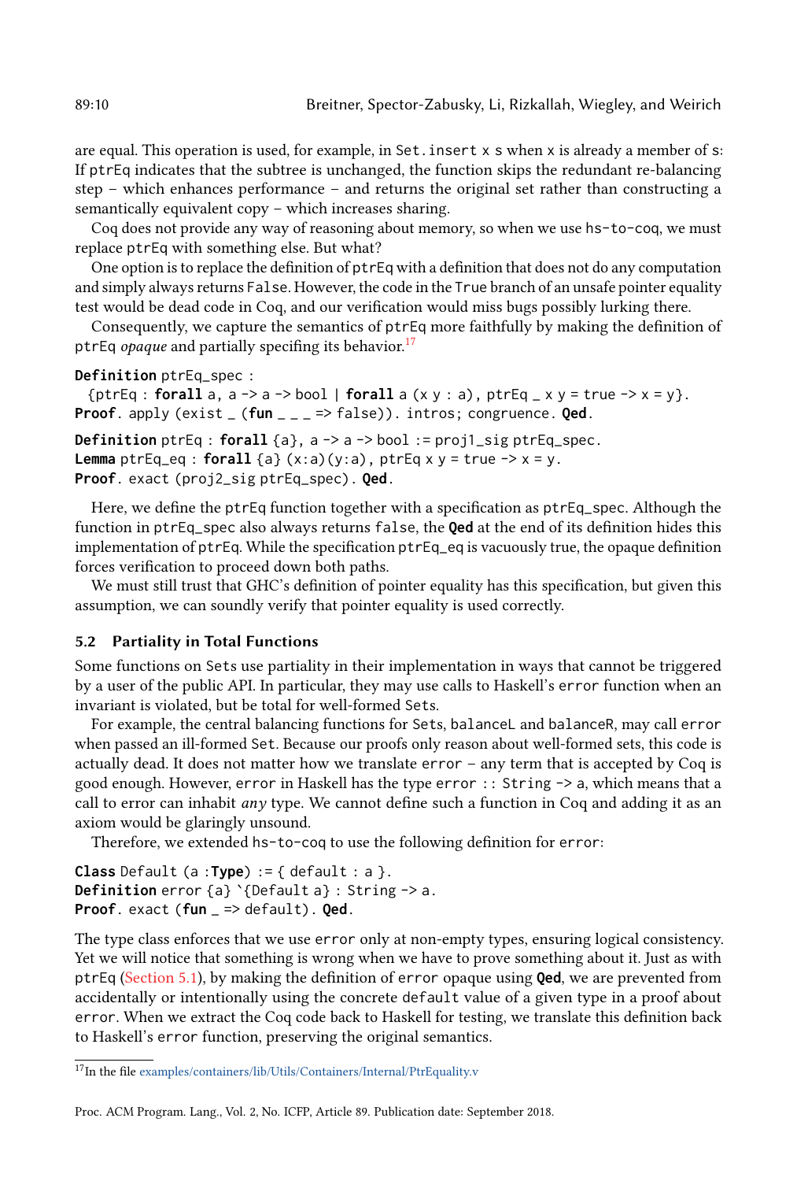are equal. This operation is used, for example, in `Set.insert x s` when `x` is already a member of `s`: If `ptrEq` indicates that the subtree is unchanged, the function skips the redundant re-balancing step – which enhances performance – and returns the original set rather than constructing a semantically equivalent copy – which increases sharing.

Coq does not provide any way of reasoning about memory, so when we use `hs-to-coq`, we must replace `ptrEq` with something else. But what?

One option is to replace the definition of `ptrEq` with a definition that does not do any computation and simply always returns `False`. However, the code in the `True` branch of an unsafe pointer equality test would be dead code in Coq, and our verification would miss bugs possibly lurking there.

Consequently, we capture the semantics of `ptrEq` more faithfully by making the definition of `ptrEq` *opaque* and partially specifing its behavior.[17]

```
Definition ptrEq_spec :
  {ptrEq : forall a, a -> a -> bool | forall a (x y : a), ptrEq _ x y = true -> x = y}.
Proof. apply (exist _ (fun _ _ _ => false)). intros; congruence. Qed.
```

```
Definition ptrEq : forall {a}, a -> a -> bool := proj1_sig ptrEq_spec.
Lemma ptrEq_eq : forall {a} (x:a)(y:a), ptrEq x y = true -> x = y.
Proof. exact (proj2_sig ptrEq_spec). Qed.
```

Here, we define the `ptrEq` function together with a specification as `ptrEq_spec`. Although the function in `ptrEq_spec` also always returns `false`, the **Qed** at the end of its definition hides this implementation of `ptrEq`. While the specification `ptrEq_eq` is vacuously true, the opaque definition forces verification to proceed down both paths.

We must still trust that GHC's definition of pointer equality has this specification, but given this assumption, we can soundly verify that pointer equality is used correctly.

### 5.2 Partiality in Total Functions

Some functions on `Set`s use partiality in their implementation in ways that cannot be triggered by a user of the public API. In particular, they may use calls to Haskell's `error` function when an invariant is violated, but be total for well-formed `Set`s.

For example, the central balancing functions for `Set`s, `balanceL` and `balanceR`, may call `error` when passed an ill-formed `Set`. Because our proofs only reason about well-formed sets, this code is actually dead. It does not matter how we translate `error` – any term that is accepted by Coq is good enough. However, `error` in Haskell has the type `error :: String -> a`, which means that a call to error can inhabit *any* type. We cannot define such a function in Coq and adding it as an axiom would be glaringly unsound.

Therefore, we extended `hs-to-coq` to use the following definition for `error`:

```
Class Default (a :Type) := { default : a }.
Definition error {a} `{Default a} : String -> a.
Proof. exact (fun _ => default). Qed.
```

The type class enforces that we use `error` only at non-empty types, ensuring logical consistency. Yet we will notice that something is wrong when we have to prove something about it. Just as with `ptrEq` (Section 5.1), by making the definition of `error` opaque using **Qed**, we are prevented from accidentally or intentionally using the concrete `default` value of a given type in a proof about `error`. When we extract the Coq code back to Haskell for testing, we translate this definition back to Haskell's `error` function, preserving the original semantics.

---

[17] In the file examples/containers/lib/Utils/Containers/Internal/PtrEquality.v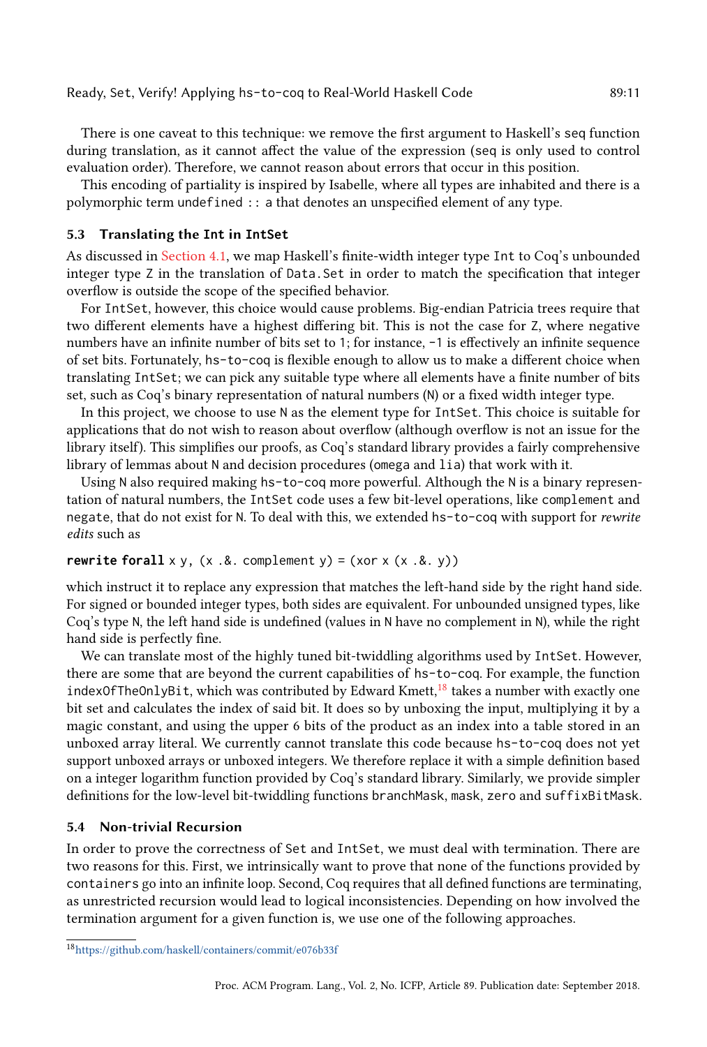There is one caveat to this technique: we remove the first argument to Haskell's `seq` function during translation, as it cannot affect the value of the expression (`seq` is only used to control evaluation order). Therefore, we cannot reason about errors that occur in this position.

This encoding of partiality is inspired by Isabelle, where all types are inhabited and there is a polymorphic term `undefined :: a` that denotes an unspecified element of any type.

### 5.3 Translating the `Int` in `IntSet`

As discussed in Section 4.1, we map Haskell's finite-width integer type `Int` to Coq's unbounded integer type `Z` in the translation of `Data.Set` in order to match the specification that integer overflow is outside the scope of the specified behavior.

For `IntSet`, however, this choice would cause problems. Big-endian Patricia trees require that two different elements have a highest differing bit. This is not the case for `Z`, where negative numbers have an infinite number of bits set to 1; for instance, `-1` is effectively an infinite sequence of set bits. Fortunately, `hs-to-coq` is flexible enough to allow us to make a different choice when translating `IntSet`; we can pick any suitable type where all elements have a finite number of bits set, such as Coq's binary representation of natural numbers (`N`) or a fixed width integer type.

In this project, we choose to use `N` as the element type for `IntSet`. This choice is suitable for applications that do not wish to reason about overflow (although overflow is not an issue for the library itself). This simplifies our proofs, as Coq's standard library provides a fairly comprehensive library of lemmas about `N` and decision procedures (`omega` and `lia`) that work with it.

Using `N` also required making `hs-to-coq` more powerful. Although the `N` is a binary representation of natural numbers, the `IntSet` code uses a few bit-level operations, like `complement` and `negate`, that do not exist for `N`. To deal with this, we extended `hs-to-coq` with support for *rewrite edits* such as

```
rewrite forall x y, (x .&. complement y) = (xor x (x .&. y))
```

which instruct it to replace any expression that matches the left-hand side by the right hand side. For signed or bounded integer types, both sides are equivalent. For unbounded unsigned types, like Coq's type `N`, the left hand side is undefined (values in `N` have no complement in `N`), while the right hand side is perfectly fine.

We can translate most of the highly tuned bit-twiddling algorithms used by `IntSet`. However, there are some that are beyond the current capabilities of `hs-to-coq`. For example, the function `indexOfTheOnlyBit`, which was contributed by Edward Kmett,[18] takes a number with exactly one bit set and calculates the index of said bit. It does so by unboxing the input, multiplying it by a magic constant, and using the upper 6 bits of the product as an index into a table stored in an unboxed array literal. We currently cannot translate this code because `hs-to-coq` does not yet support unboxed arrays or unboxed integers. We therefore replace it with a simple definition based on a integer logarithm function provided by Coq's standard library. Similarly, we provide simpler definitions for the low-level bit-twiddling functions `branchMask`, `mask`, `zero` and `suffixBitMask`.

### 5.4 Non-trivial Recursion

In order to prove the correctness of `Set` and `IntSet`, we must deal with termination. There are two reasons for this. First, we intrinsically want to prove that none of the functions provided by `containers` go into an infinite loop. Second, Coq requires that all defined functions are terminating, as unrestricted recursion would lead to logical inconsistencies. Depending on how involved the termination argument for a given function is, we use one of the following approaches.

[18] https://github.com/haskell/containers/commit/e076b33f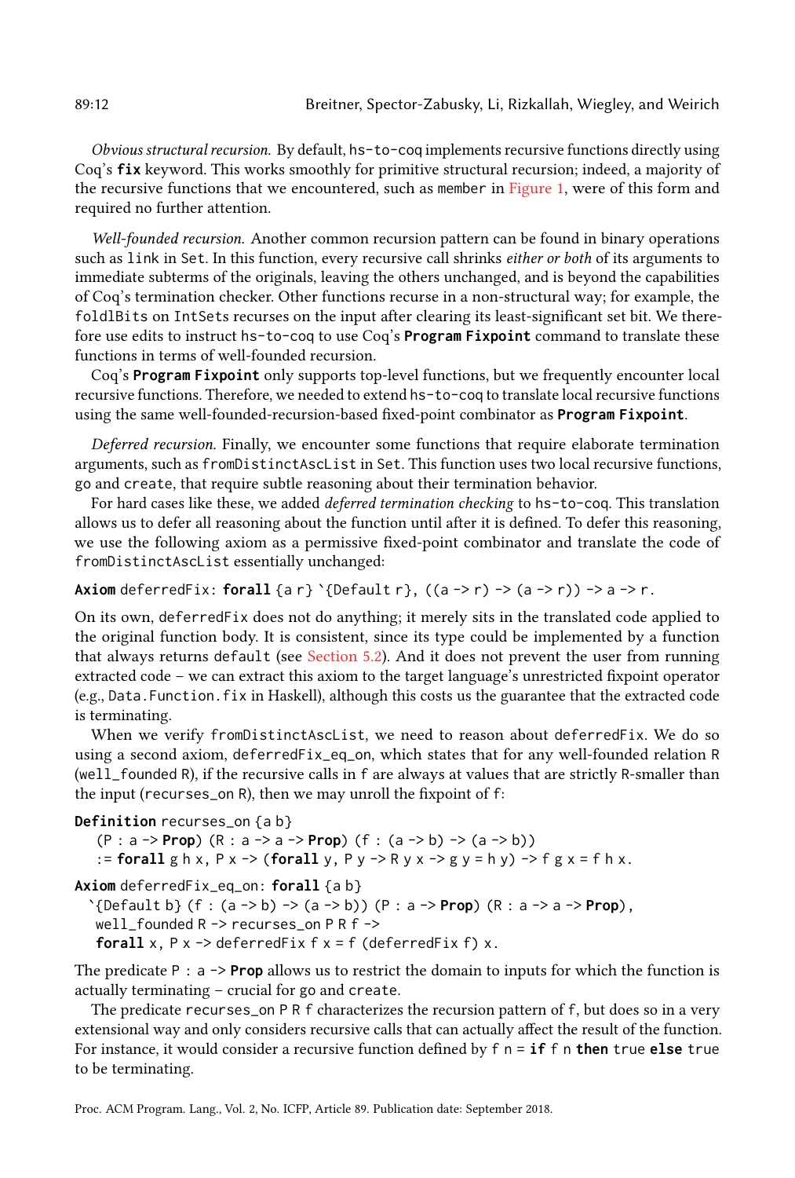*Obvious structural recursion.* By default, hs-to-coq implements recursive functions directly using Coq's **fix** keyword. This works smoothly for primitive structural recursion; indeed, a majority of the recursive functions that we encountered, such as member in Figure 1, were of this form and required no further attention.

*Well-founded recursion.* Another common recursion pattern can be found in binary operations such as link in Set. In this function, every recursive call shrinks *either or both* of its arguments to immediate subterms of the originals, leaving the others unchanged, and is beyond the capabilities of Coq's termination checker. Other functions recurse in a non-structural way; for example, the foldlBits on IntSets recurses on the input after clearing its least-significant set bit. We therefore use edits to instruct hs-to-coq to use Coq's **Program Fixpoint** command to translate these functions in terms of well-founded recursion.

Coq's **Program Fixpoint** only supports top-level functions, but we frequently encounter local recursive functions. Therefore, we needed to extend hs-to-coq to translate local recursive functions using the same well-founded-recursion-based fixed-point combinator as **Program Fixpoint**.

*Deferred recursion.* Finally, we encounter some functions that require elaborate termination arguments, such as fromDistinctAscList in Set. This function uses two local recursive functions, go and create, that require subtle reasoning about their termination behavior.

For hard cases like these, we added *deferred termination checking* to hs-to-coq. This translation allows us to defer all reasoning about the function until after it is defined. To defer this reasoning, we use the following axiom as a permissive fixed-point combinator and translate the code of fromDistinctAscList essentially unchanged:

```
Axiom deferredFix: forall {a r} `{Default r}, ((a -> r) -> (a -> r)) -> a -> r.
```

On its own, deferredFix does not do anything; it merely sits in the translated code applied to the original function body. It is consistent, since its type could be implemented by a function that always returns default (see Section 5.2). And it does not prevent the user from running extracted code – we can extract this axiom to the target language's unrestricted fixpoint operator (e.g., Data.Function.fix in Haskell), although this costs us the guarantee that the extracted code is terminating.

When we verify fromDistinctAscList, we need to reason about deferredFix. We do so using a second axiom, deferredFix_eq_on, which states that for any well-founded relation R (well_founded R), if the recursive calls in f are always at values that are strictly R-smaller than the input (recurses_on R), then we may unroll the fixpoint of f:

```
Definition recurses_on {a b}
  (P : a -> Prop) (R : a -> a -> Prop) (f : (a -> b) -> (a -> b))
  := forall g h x, P x -> (forall y, P y -> R y x -> g y = h y) -> f g x = f h x.

Axiom deferredFix_eq_on: forall {a b}
 `{Default b} (f : (a -> b) -> (a -> b)) (P : a -> Prop) (R : a -> a -> Prop),
  well_founded R -> recurses_on P R f ->
  forall x, P x -> deferredFix f x = f (deferredFix f) x.
```

The predicate P : a -> **Prop** allows us to restrict the domain to inputs for which the function is actually terminating – crucial for go and create.

The predicate recurses_on P R f characterizes the recursion pattern of f, but does so in a very extensional way and only considers recursive calls that can actually affect the result of the function. For instance, it would consider a recursive function defined by f n = **if** f n **then** true **else** true to be terminating.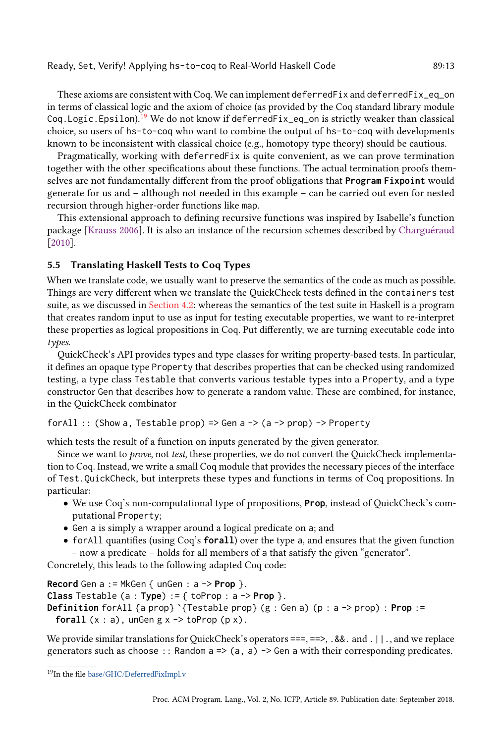These axioms are consistent with Coq. We can implement `deferredFix` and `deferredFix_eq_on` in terms of classical logic and the axiom of choice (as provided by the Coq standard library module `Coq.Logic.Epsilon`).[19] We do not know if `deferredFix_eq_on` is strictly weaker than classical choice, so users of `hs-to-coq` who want to combine the output of `hs-to-coq` with developments known to be inconsistent with classical choice (e.g., homotopy type theory) should be cautious.

Pragmatically, working with `deferredFix` is quite convenient, as we can prove termination together with the other specifications about these functions. The actual termination proofs themselves are not fundamentally different from the proof obligations that **`Program Fixpoint`** would generate for us and – although not needed in this example – can be carried out even for nested recursion through higher-order functions like `map`.

This extensional approach to defining recursive functions was inspired by Isabelle's function package [Krauss 2006]. It is also an instance of the recursion schemes described by Charguéraud [2010].

### 5.5 Translating Haskell Tests to Coq Types

When we translate code, we usually want to preserve the semantics of the code as much as possible. Things are very different when we translate the QuickCheck tests defined in the `containers` test suite, as we discussed in Section 4.2: whereas the semantics of the test suite in Haskell is a program that creates random input to use as input for testing executable properties, we want to re-interpret these properties as logical propositions in Coq. Put differently, we are turning executable code into *types*.

QuickCheck's API provides types and type classes for writing property-based tests. In particular, it defines an opaque type `Property` that describes properties that can be checked using randomized testing, a type class `Testable` that converts various testable types into a `Property`, and a type constructor `Gen` that describes how to generate a random value. These are combined, for instance, in the QuickCheck combinator

```
forAll :: (Show a, Testable prop) => Gen a -> (a -> prop) -> Property
```

which tests the result of a function on inputs generated by the given generator.

Since we want to *prove*, not *test*, these properties, we do not convert the QuickCheck implementation to Coq. Instead, we write a small Coq module that provides the necessary pieces of the interface of `Test.QuickCheck`, but interprets these types and functions in terms of Coq propositions. In particular:

- We use Coq's non-computational type of propositions, **`Prop`**, instead of QuickCheck's computational `Property`;
- `Gen a` is simply a wrapper around a logical predicate on `a`; and
- `forAll` quantifies (using Coq's **`forall`**) over the type `a`, and ensures that the given function – now a predicate – holds for all members of `a` that satisfy the given "generator".

Concretely, this leads to the following adapted Coq code:

```
Record Gen a := MkGen { unGen : a -> Prop }.
Class Testable (a : Type) := { toProp : a -> Prop }.
Definition forAll {a prop} `{Testable prop} (g : Gen a) (p : a -> prop) : Prop :=
  forall (x : a), unGen g x -> toProp (p x).
```

We provide similar translations for QuickCheck's operators `===`, `==>`, `.&&.` and `.||.`, and we replace generators such as `choose :: Random a => (a, a) -> Gen a` with their corresponding predicates.

[19] In the file base/GHC/DeferredFixImpl.v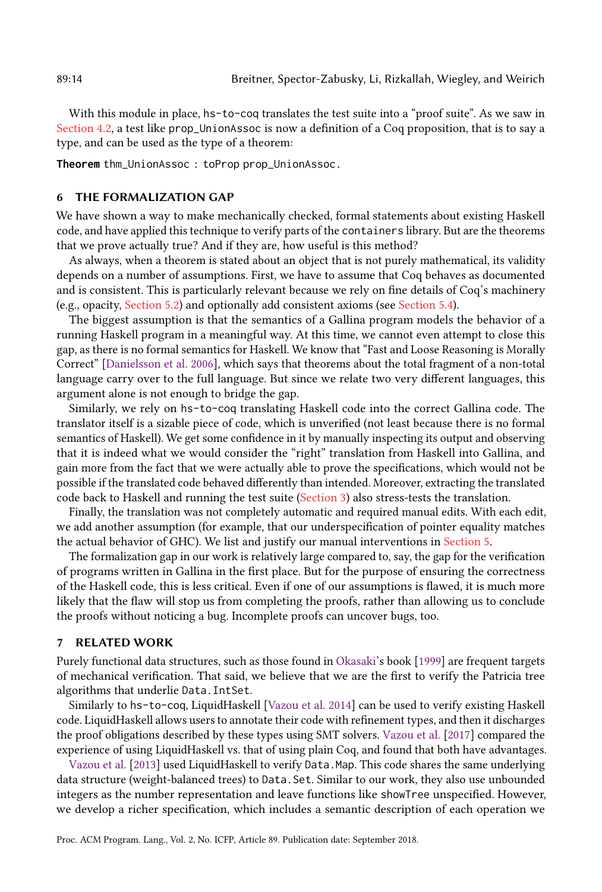With this module in place, hs-to-coq translates the test suite into a "proof suite". As we saw in Section 4.2, a test like prop_UnionAssoc is now a definition of a Coq proposition, that is to say a type, and can be used as the type of a theorem:

```
Theorem thm_UnionAssoc : toProp prop_UnionAssoc.
```

## 6 THE FORMALIZATION GAP

We have shown a way to make mechanically checked, formal statements about existing Haskell code, and have applied this technique to verify parts of the containers library. But are the theorems that we prove actually true? And if they are, how useful is this method?

As always, when a theorem is stated about an object that is not purely mathematical, its validity depends on a number of assumptions. First, we have to assume that Coq behaves as documented and is consistent. This is particularly relevant because we rely on fine details of Coq's machinery (e.g., opacity, Section 5.2) and optionally add consistent axioms (see Section 5.4).

The biggest assumption is that the semantics of a Gallina program models the behavior of a running Haskell program in a meaningful way. At this time, we cannot even attempt to close this gap, as there is no formal semantics for Haskell. We know that "Fast and Loose Reasoning is Morally Correct" [Danielsson et al. 2006], which says that theorems about the total fragment of a non-total language carry over to the full language. But since we relate two very different languages, this argument alone is not enough to bridge the gap.

Similarly, we rely on hs-to-coq translating Haskell code into the correct Gallina code. The translator itself is a sizable piece of code, which is unverified (not least because there is no formal semantics of Haskell). We get some confidence in it by manually inspecting its output and observing that it is indeed what we would consider the "right" translation from Haskell into Gallina, and gain more from the fact that we were actually able to prove the specifications, which would not be possible if the translated code behaved differently than intended. Moreover, extracting the translated code back to Haskell and running the test suite (Section 3) also stress-tests the translation.

Finally, the translation was not completely automatic and required manual edits. With each edit, we add another assumption (for example, that our underspecification of pointer equality matches the actual behavior of GHC). We list and justify our manual interventions in Section 5.

The formalization gap in our work is relatively large compared to, say, the gap for the verification of programs written in Gallina in the first place. But for the purpose of ensuring the correctness of the Haskell code, this is less critical. Even if one of our assumptions is flawed, it is much more likely that the flaw will stop us from completing the proofs, rather than allowing us to conclude the proofs without noticing a bug. Incomplete proofs can uncover bugs, too.

## 7 RELATED WORK

Purely functional data structures, such as those found in Okasaki's book [1999] are frequent targets of mechanical verification. That said, we believe that we are the first to verify the Patricia tree algorithms that underlie Data.IntSet.

Similarly to hs-to-coq, LiquidHaskell [Vazou et al. 2014] can be used to verify existing Haskell code. LiquidHaskell allows users to annotate their code with refinement types, and then it discharges the proof obligations described by these types using SMT solvers. Vazou et al. [2017] compared the experience of using LiquidHaskell vs. that of using plain Coq, and found that both have advantages.

Vazou et al. [2013] used LiquidHaskell to verify Data.Map. This code shares the same underlying data structure (weight-balanced trees) to Data.Set. Similar to our work, they also use unbounded integers as the number representation and leave functions like showTree unspecified. However, we develop a richer specification, which includes a semantic description of each operation we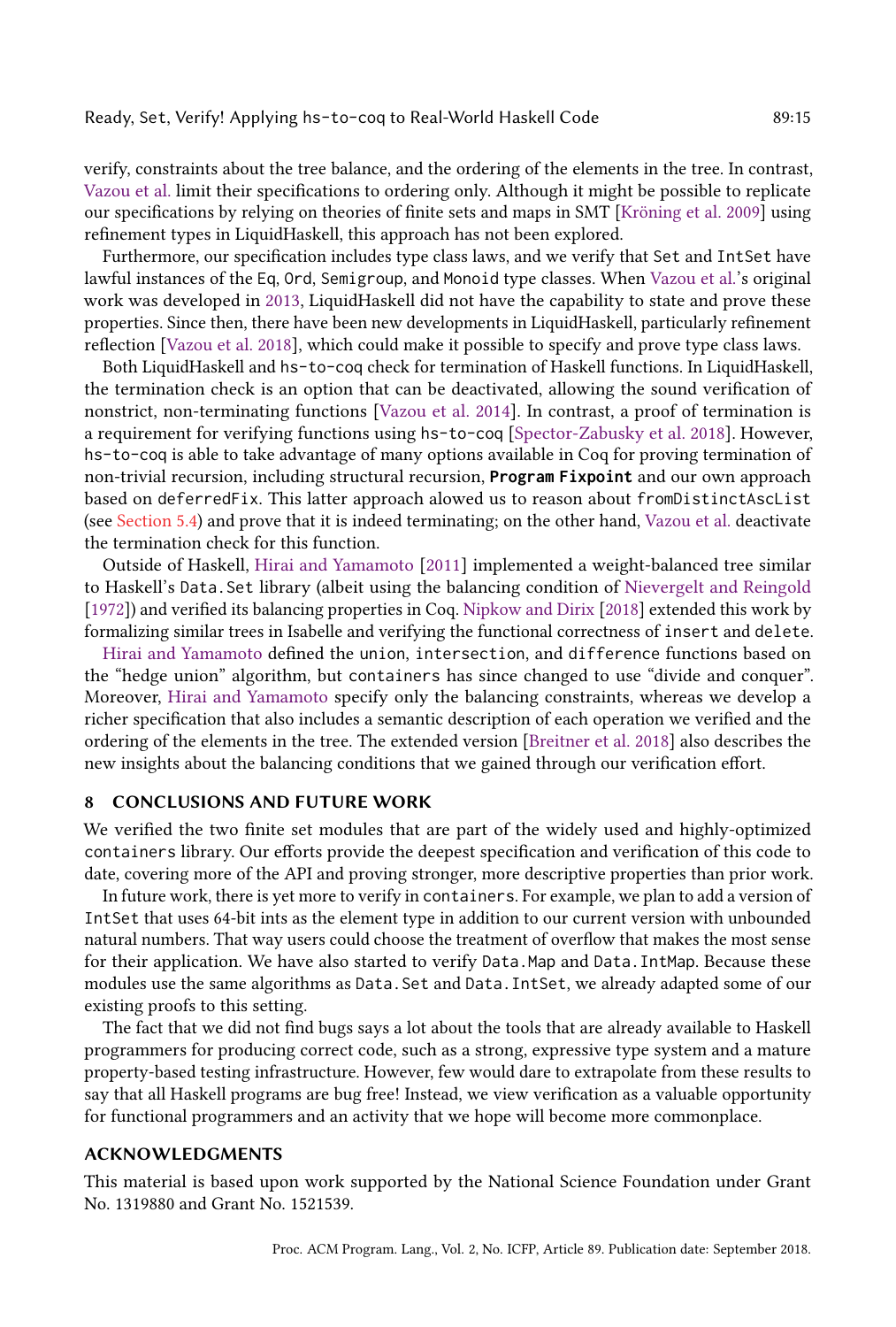verify, constraints about the tree balance, and the ordering of the elements in the tree. In contrast, Vazou et al. limit their specifications to ordering only. Although it might be possible to replicate our specifications by relying on theories of finite sets and maps in SMT [Kröning et al. 2009] using refinement types in LiquidHaskell, this approach has not been explored.

Furthermore, our specification includes type class laws, and we verify that `Set` and `IntSet` have lawful instances of the `Eq`, `Ord`, `Semigroup`, and `Monoid` type classes. When Vazou et al.'s original work was developed in 2013, LiquidHaskell did not have the capability to state and prove these properties. Since then, there have been new developments in LiquidHaskell, particularly refinement reflection [Vazou et al. 2018], which could make it possible to specify and prove type class laws.

Both LiquidHaskell and `hs-to-coq` check for termination of Haskell functions. In LiquidHaskell, the termination check is an option that can be deactivated, allowing the sound verification of nonstrict, non-terminating functions [Vazou et al. 2014]. In contrast, a proof of termination is a requirement for verifying functions using `hs-to-coq` [Spector-Zabusky et al. 2018]. However, `hs-to-coq` is able to take advantage of many options available in Coq for proving termination of non-trivial recursion, including structural recursion, **`Program Fixpoint`** and our own approach based on `deferredFix`. This latter approach alowed us to reason about `fromDistinctAscList` (see Section 5.4) and prove that it is indeed terminating; on the other hand, Vazou et al. deactivate the termination check for this function.

Outside of Haskell, Hirai and Yamamoto [2011] implemented a weight-balanced tree similar to Haskell's `Data.Set` library (albeit using the balancing condition of Nievergelt and Reingold [1972]) and verified its balancing properties in Coq. Nipkow and Dirix [2018] extended this work by formalizing similar trees in Isabelle and verifying the functional correctness of `insert` and `delete`.

Hirai and Yamamoto defined the `union`, `intersection`, and `difference` functions based on the "hedge union" algorithm, but `containers` has since changed to use "divide and conquer". Moreover, Hirai and Yamamoto specify only the balancing constraints, whereas we develop a richer specification that also includes a semantic description of each operation we verified and the ordering of the elements in the tree. The extended version [Breitner et al. 2018] also describes the new insights about the balancing conditions that we gained through our verification effort.

## 8 CONCLUSIONS AND FUTURE WORK

We verified the two finite set modules that are part of the widely used and highly-optimized `containers` library. Our efforts provide the deepest specification and verification of this code to date, covering more of the API and proving stronger, more descriptive properties than prior work.

In future work, there is yet more to verify in `containers`. For example, we plan to add a version of `IntSet` that uses 64-bit ints as the element type in addition to our current version with unbounded natural numbers. That way users could choose the treatment of overflow that makes the most sense for their application. We have also started to verify `Data.Map` and `Data.IntMap`. Because these modules use the same algorithms as `Data.Set` and `Data.IntSet`, we already adapted some of our existing proofs to this setting.

The fact that we did not find bugs says a lot about the tools that are already available to Haskell programmers for producing correct code, such as a strong, expressive type system and a mature property-based testing infrastructure. However, few would dare to extrapolate from these results to say that all Haskell programs are bug free! Instead, we view verification as a valuable opportunity for functional programmers and an activity that we hope will become more commonplace.

## ACKNOWLEDGMENTS

This material is based upon work supported by the National Science Foundation under Grant No. 1319880 and Grant No. 1521539.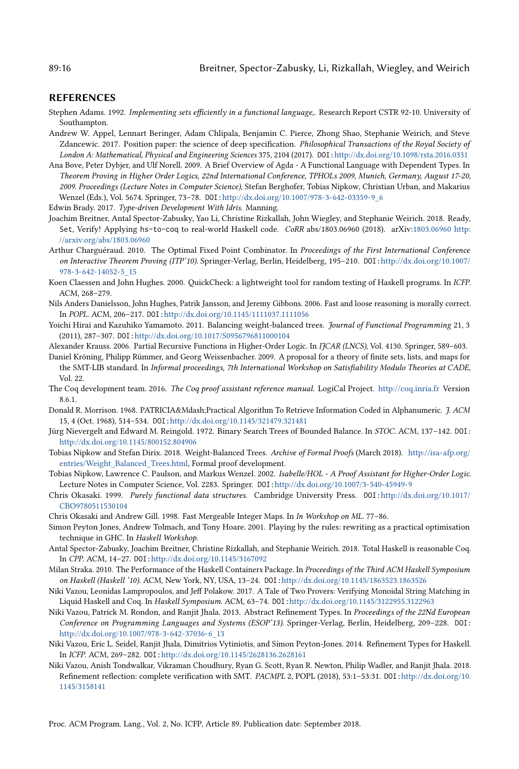## REFERENCES

Stephen Adams. 1992. *Implementing sets efficiently in a functional language,*. Research Report CSTR 92-10. University of Southampton.

Andrew W. Appel, Lennart Beringer, Adam Chlipala, Benjamin C. Pierce, Zhong Shao, Stephanie Weirich, and Steve Zdancewic. 2017. Position paper: the science of deep specification. *Philosophical Transactions of the Royal Society of London A: Mathematical, Physical and Engineering Sciences* 375, 2104 (2017). DOI: http://dx.doi.org/10.1098/rsta.2016.0331

Ana Bove, Peter Dybjer, and Ulf Norell. 2009. A Brief Overview of Agda - A Functional Language with Dependent Types. In *Theorem Proving in Higher Order Logics, 22nd International Conference, TPHOLs 2009, Munich, Germany, August 17-20, 2009. Proceedings (Lecture Notes in Computer Science)*, Stefan Berghofer, Tobias Nipkow, Christian Urban, and Makarius Wenzel (Eds.), Vol. 5674. Springer, 73–78. DOI: http://dx.doi.org/10.1007/978-3-642-03359-9_6

Edwin Brady. 2017. *Type-driven Development With Idris.* Manning.

Joachim Breitner, Antal Spector-Zabusky, Yao Li, Christine Rizkallah, John Wiegley, and Stephanie Weirich. 2018. Ready, `Set`, Verify! Applying `hs-to-coq` to real-world Haskell code. *CoRR* abs/1803.06960 (2018). arXiv:1803.06960 http://arxiv.org/abs/1803.06960

Arthur Charguéraud. 2010. The Optimal Fixed Point Combinator. In *Proceedings of the First International Conference on Interactive Theorem Proving (ITP'10)*. Springer-Verlag, Berlin, Heidelberg, 195–210. DOI: http://dx.doi.org/10.1007/978-3-642-14052-5_15

Koen Claessen and John Hughes. 2000. QuickCheck: a lightweight tool for random testing of Haskell programs. In *ICFP*. ACM, 268–279.

Nils Anders Danielsson, John Hughes, Patrik Jansson, and Jeremy Gibbons. 2006. Fast and loose reasoning is morally correct. In *POPL*. ACM, 206–217. DOI: http://dx.doi.org/10.1145/1111037.1111056

Yoichi Hirai and Kazuhiko Yamamoto. 2011. Balancing weight-balanced trees. *Journal of Functional Programming* 21, 3 (2011), 287–307. DOI: http://dx.doi.org/10.1017/S0956796811000104

Alexander Krauss. 2006. Partial Recursive Functions in Higher-Order Logic. In *IJCAR (LNCS)*, Vol. 4130. Springer, 589–603.

Daniel Kröning, Philipp Rümmer, and Georg Weissenbacher. 2009. A proposal for a theory of finite sets, lists, and maps for the SMT-LIB standard. In *Informal proceedings, 7th International Workshop on Satisfiability Modulo Theories at CADE*, Vol. 22.

The Coq development team. 2016. *The Coq proof assistant reference manual.* LogiCal Project. http://coq.inria.fr Version 8.6.1.

Donald R. Morrison. 1968. PATRICIA&Mdash;Practical Algorithm To Retrieve Information Coded in Alphanumeric. *J. ACM* 15, 4 (Oct. 1968), 514–534. DOI: http://dx.doi.org/10.1145/321479.321481

Jürg Nievergelt and Edward M. Reingold. 1972. Binary Search Trees of Bounded Balance. In *STOC*. ACM, 137–142. DOI: http://dx.doi.org/10.1145/800152.804906

Tobias Nipkow and Stefan Dirix. 2018. Weight-Balanced Trees. *Archive of Formal Proofs* (March 2018). http://isa-afp.org/entries/Weight_Balanced_Trees.html, Formal proof development.

Tobias Nipkow, Lawrence C. Paulson, and Markus Wenzel. 2002. *Isabelle/HOL - A Proof Assistant for Higher-Order Logic.* Lecture Notes in Computer Science, Vol. 2283. Springer. DOI: http://dx.doi.org/10.1007/3-540-45949-9

Chris Okasaki. 1999. *Purely functional data structures.* Cambridge University Press. DOI: http://dx.doi.org/10.1017/CBO9780511530104

Chris Okasaki and Andrew Gill. 1998. Fast Mergeable Integer Maps. In *In Workshop on ML*. 77–86.

Simon Peyton Jones, Andrew Tolmach, and Tony Hoare. 2001. Playing by the rules: rewriting as a practical optimisation technique in GHC. In *Haskell Workshop*.

Antal Spector-Zabusky, Joachim Breitner, Christine Rizkallah, and Stephanie Weirich. 2018. Total Haskell is reasonable Coq. In *CPP*. ACM, 14–27. DOI: http://dx.doi.org/10.1145/3167092

Milan Straka. 2010. The Performance of the Haskell Containers Package. In *Proceedings of the Third ACM Haskell Symposium on Haskell (Haskell '10)*. ACM, New York, NY, USA, 13–24. DOI: http://dx.doi.org/10.1145/1863523.1863526

Niki Vazou, Leonidas Lampropoulos, and Jeff Polakow. 2017. A Tale of Two Provers: Verifying Monoidal String Matching in Liquid Haskell and Coq. In *Haskell Symposium*. ACM, 63–74. DOI: http://dx.doi.org/10.1145/3122955.3122963

Niki Vazou, Patrick M. Rondon, and Ranjit Jhala. 2013. Abstract Refinement Types. In *Proceedings of the 22Nd European Conference on Programming Languages and Systems (ESOP'13)*. Springer-Verlag, Berlin, Heidelberg, 209–228. DOI: http://dx.doi.org/10.1007/978-3-642-37036-6_13

Niki Vazou, Eric L. Seidel, Ranjit Jhala, Dimitrios Vytiniotis, and Simon Peyton-Jones. 2014. Refinement Types for Haskell. In *ICFP*. ACM, 269–282. DOI: http://dx.doi.org/10.1145/2628136.2628161

Niki Vazou, Anish Tondwalkar, Vikraman Choudhury, Ryan G. Scott, Ryan R. Newton, Philip Wadler, and Ranjit Jhala. 2018. Refinement reflection: complete verification with SMT. *PACMPL* 2, POPL (2018), 53:1–53:31. DOI: http://dx.doi.org/10.1145/3158141